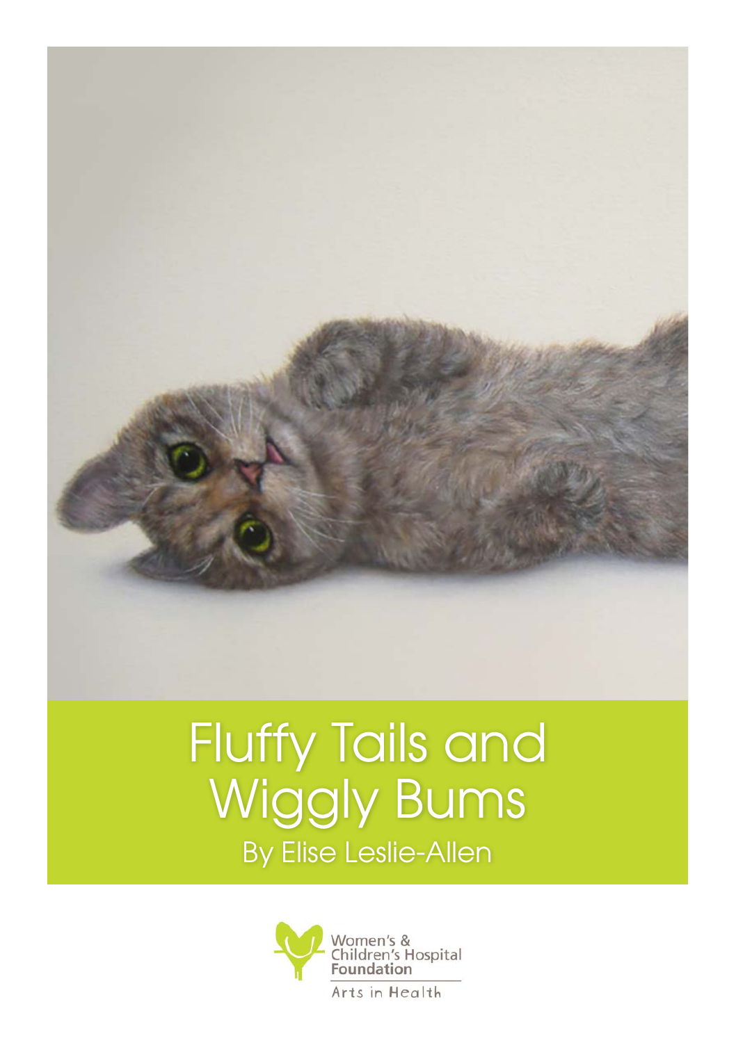# Fluffy Tails and Wiggly Bums

By Elise Leslie-Allen

Women's & Children's Hospital Foundation

Arts in Health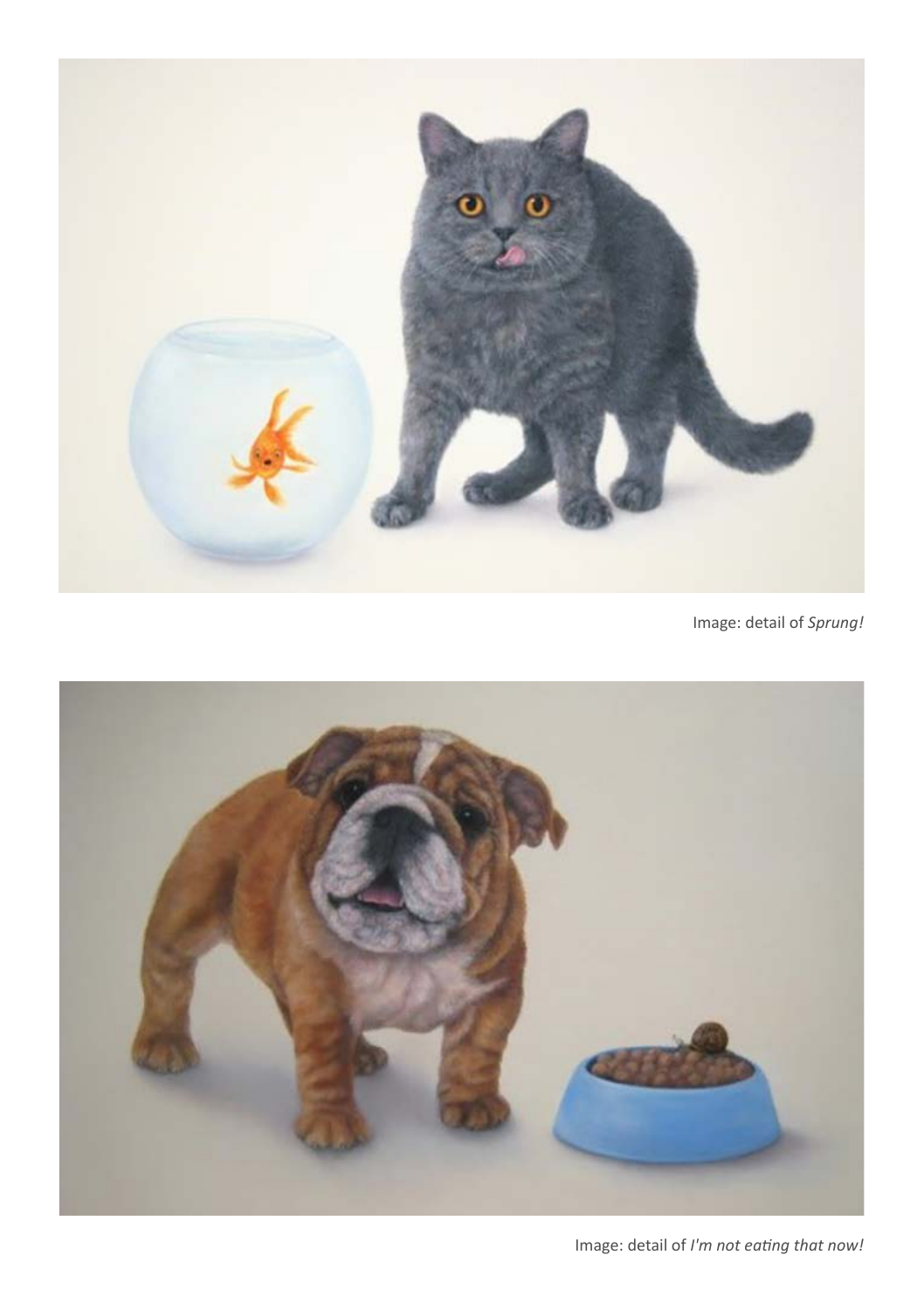Image: detail of *Sprung!*

Image: detail of *I'm not eating that now!*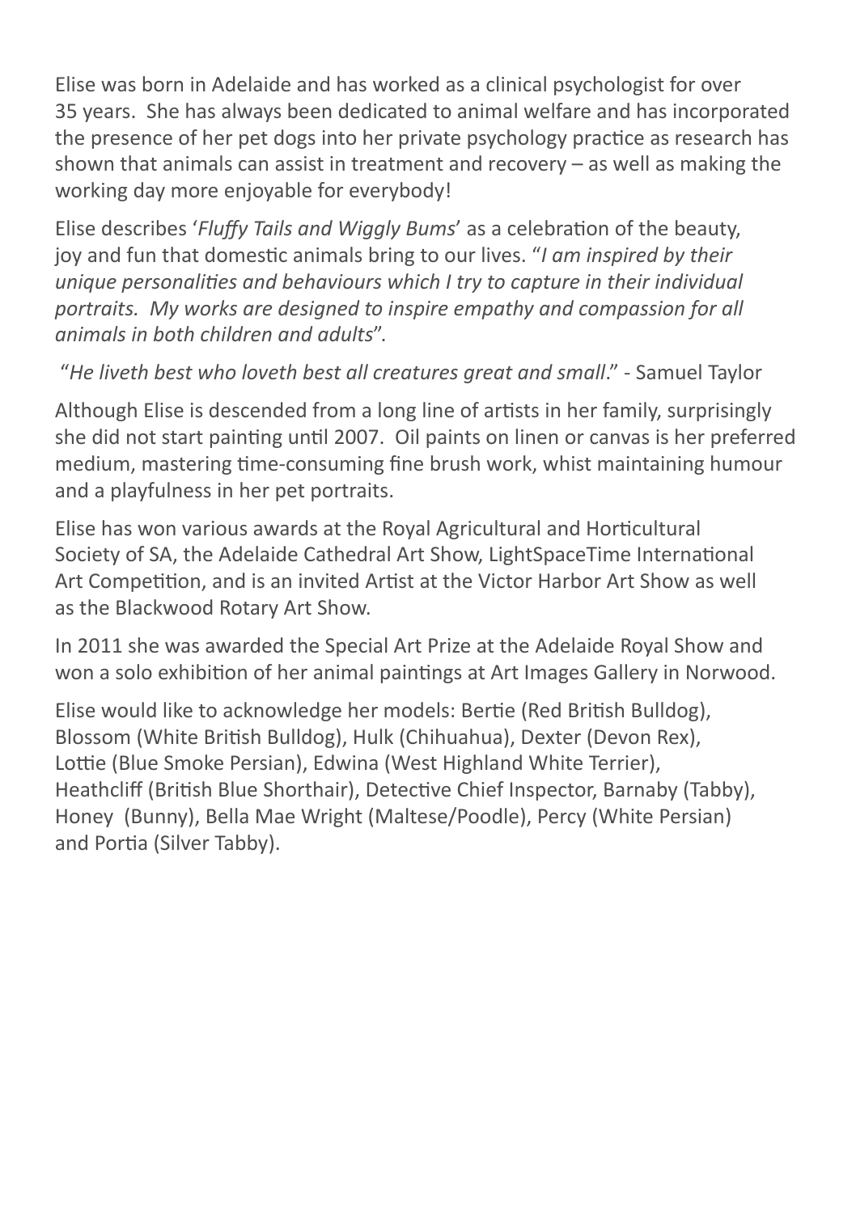Elise was born in Adelaide and has worked as a clinical psychologist for over 35 years. She has always been dedicated to animal welfare and has incorporated the presence of her pet dogs into her private psychology practice as research has shown that animals can assist in treatment and recovery – as well as making the working day more enjoyable for everybody!

Elise describes '*Fluffy Tails and Wiggly Bums*' as a celebration of the beauty, joy and fun that domestic animals bring to our lives. "*I am inspired by their unique personalities and behaviours which I try to capture in their individual portraits. My works are designed to inspire empathy and compassion for all animals in both children and adults*".

"*He liveth best who loveth best all creatures great and small*." - Samuel Taylor

Although Elise is descended from a long line of artists in her family, surprisingly she did not start painting until 2007. Oil paints on linen or canvas is her preferred medium, mastering time-consuming fine brush work, whist maintaining humour and a playfulness in her pet portraits.

Elise has won various awards at the Royal Agricultural and Horticultural Society of SA, the Adelaide Cathedral Art Show, LightSpaceTime International Art Competition, and is an invited Artist at the Victor Harbor Art Show as well as the Blackwood Rotary Art Show.

In 2011 she was awarded the Special Art Prize at the Adelaide Royal Show and won a solo exhibition of her animal paintings at Art Images Gallery in Norwood.

Elise would like to acknowledge her models: Bertie (Red British Bulldog), Blossom (White British Bulldog), Hulk (Chihuahua), Dexter (Devon Rex), Lottie (Blue Smoke Persian), Edwina (West Highland White Terrier), Heathcliff (British Blue Shorthair), Detective Chief Inspector, Barnaby (Tabby), Honey (Bunny), Bella Mae Wright (Maltese/Poodle), Percy (White Persian) and Portia (Silver Tabby).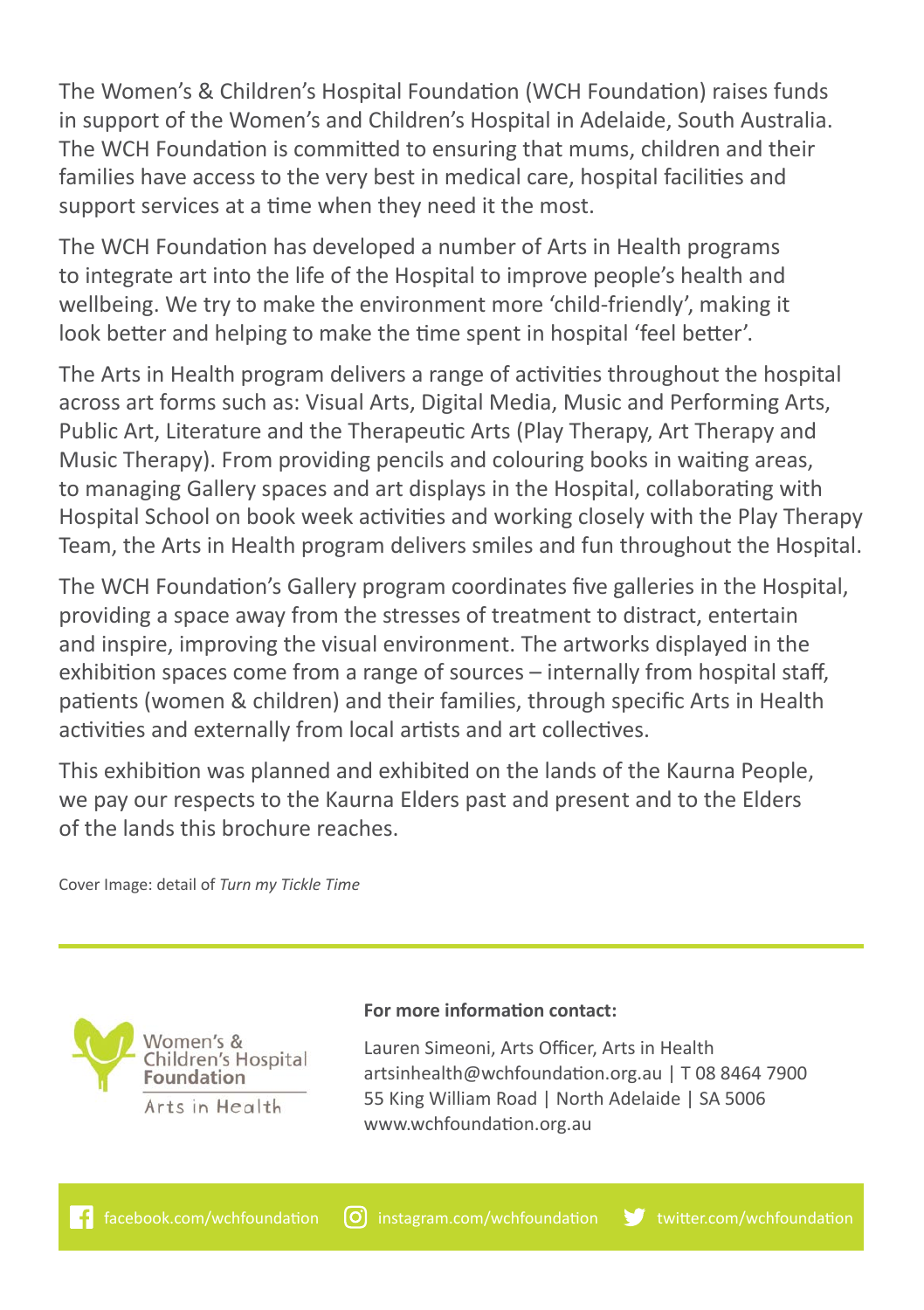The Women's & Children's Hospital Foundation (WCH Foundation) raises funds in support of the Women's and Children's Hospital in Adelaide, South Australia. The WCH Foundation is committed to ensuring that mums, children and their families have access to the very best in medical care, hospital facilities and support services at a time when they need it the most.

The WCH Foundation has developed a number of Arts in Health programs to integrate art into the life of the Hospital to improve people's health and wellbeing. We try to make the environment more 'child-friendly', making it look better and helping to make the time spent in hospital 'feel better'.

The Arts in Health program delivers a range of activities throughout the hospital across art forms such as: Visual Arts, Digital Media, Music and Performing Arts, Public Art, Literature and the Therapeutic Arts (Play Therapy, Art Therapy and Music Therapy). From providing pencils and colouring books in waiting areas, to managing Gallery spaces and art displays in the Hospital, collaborating with Hospital School on book week activities and working closely with the Play Therapy Team, the Arts in Health program delivers smiles and fun throughout the Hospital.

The WCH Foundation's Gallery program coordinates five galleries in the Hospital, providing a space away from the stresses of treatment to distract, entertain and inspire, improving the visual environment. The artworks displayed in the exhibition spaces come from a range of sources – internally from hospital staff, patients (women & children) and their families, through specific Arts in Health activities and externally from local artists and art collectives.

This exhibition was planned and exhibited on the lands of the Kaurna People, we pay our respects to the Kaurna Elders past and present and to the Elders of the lands this brochure reaches.

Cover Image: detail of *Turn my Tickle Time*

---

Women's & Children's Hospital Foundation
Arts in Health

**For more information contact:**

Lauren Simeoni, Arts Officer, Arts in Health
artsinhealth@wchfoundation.org.au | T 08 8464 7900
55 King William Road | North Adelaide | SA 5006
www.wchfoundation.org.au

facebook.com/wchfoundation  instagram.com/wchfoundation  twitter.com/wchfoundation